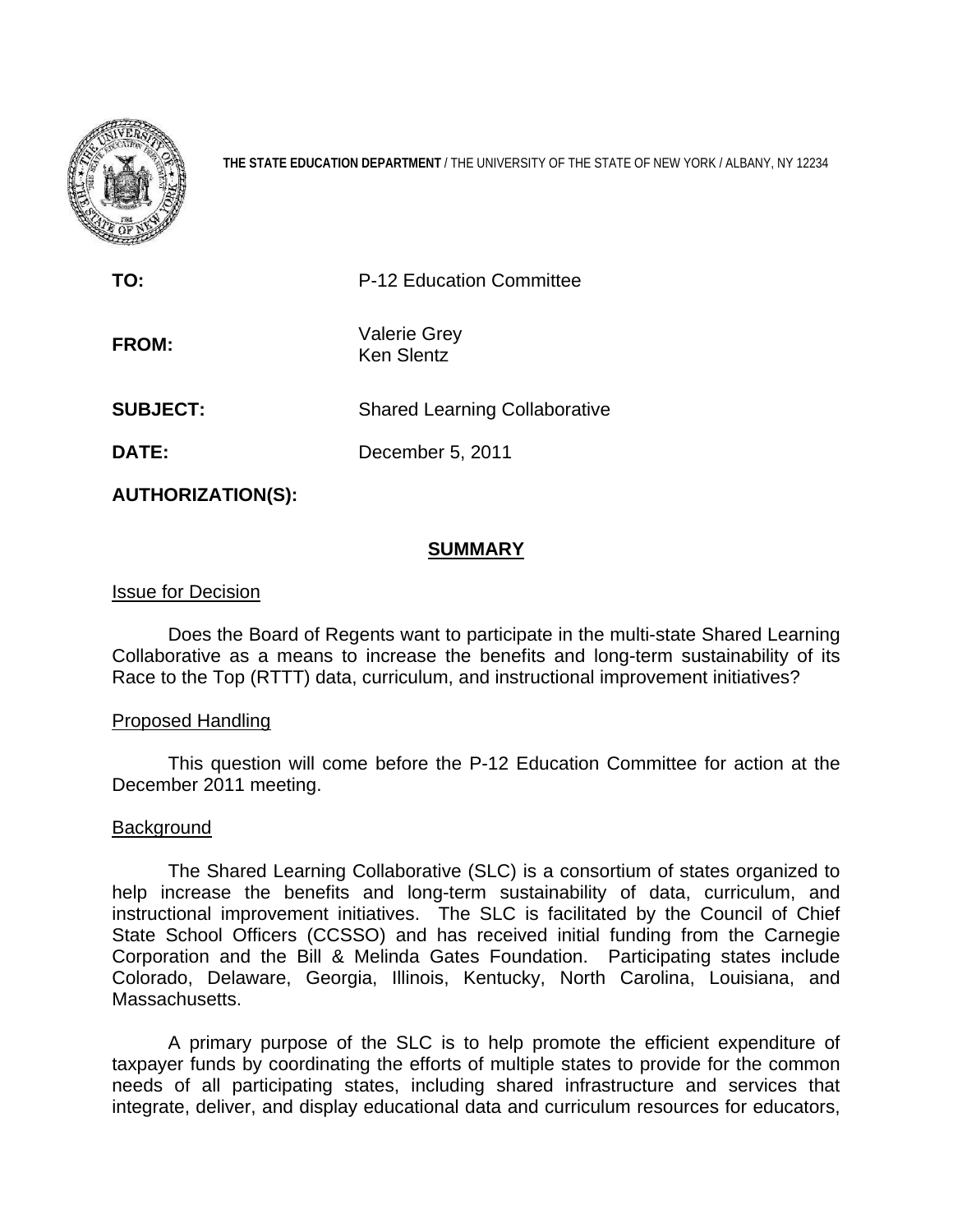**THE STATE EDUCATION DEPARTMENT** / THE UNIVERSITY OF THE STATE OF NEW YORK / ALBANY, NY 12234

**TO:** P-12 Education Committee

**FROM:** Valerie Grey
Ken Slentz

**SUBJECT:** Shared Learning Collaborative

**DATE:** December 5, 2011

**AUTHORIZATION(S):**

## SUMMARY

### Issue for Decision

Does the Board of Regents want to participate in the multi-state Shared Learning Collaborative as a means to increase the benefits and long-term sustainability of its Race to the Top (RTTT) data, curriculum, and instructional improvement initiatives?

### Proposed Handling

This question will come before the P-12 Education Committee for action at the December 2011 meeting.

### Background

The Shared Learning Collaborative (SLC) is a consortium of states organized to help increase the benefits and long-term sustainability of data, curriculum, and instructional improvement initiatives. The SLC is facilitated by the Council of Chief State School Officers (CCSSO) and has received initial funding from the Carnegie Corporation and the Bill & Melinda Gates Foundation. Participating states include Colorado, Delaware, Georgia, Illinois, Kentucky, North Carolina, Louisiana, and Massachusetts.

A primary purpose of the SLC is to help promote the efficient expenditure of taxpayer funds by coordinating the efforts of multiple states to provide for the common needs of all participating states, including shared infrastructure and services that integrate, deliver, and display educational data and curriculum resources for educators,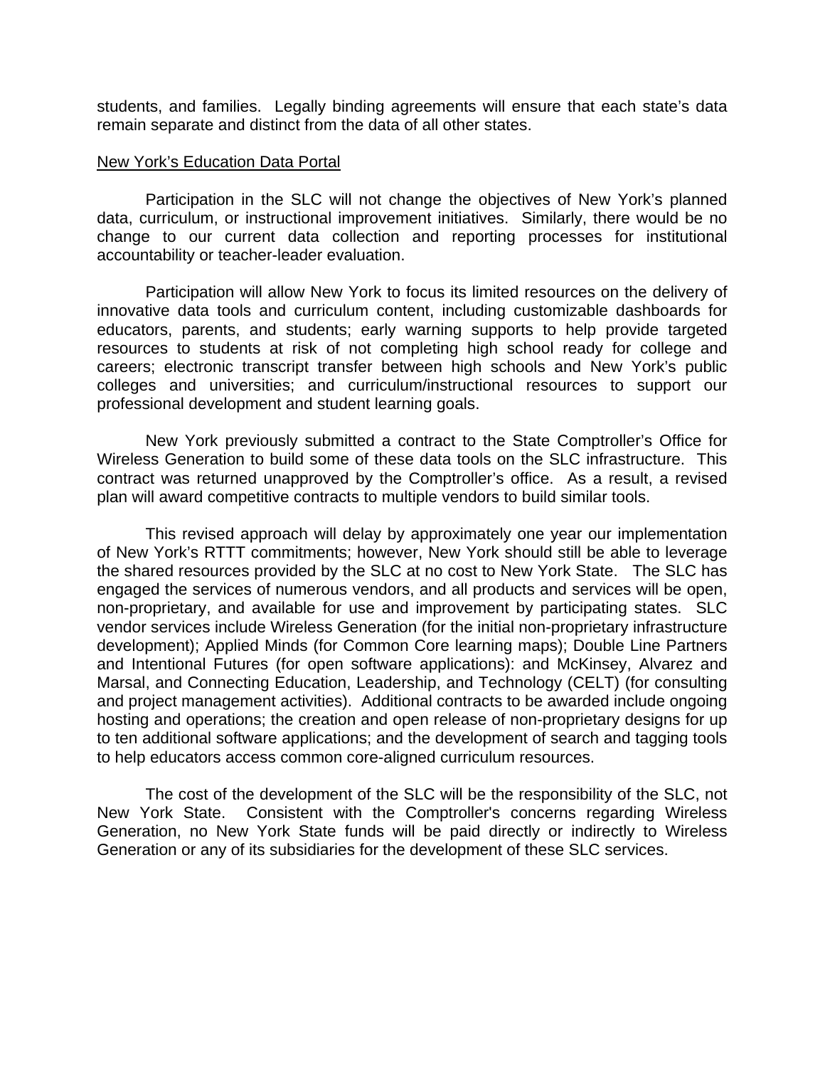students, and families. Legally binding agreements will ensure that each state's data remain separate and distinct from the data of all other states.

<u>New York's Education Data Portal</u>

Participation in the SLC will not change the objectives of New York's planned data, curriculum, or instructional improvement initiatives. Similarly, there would be no change to our current data collection and reporting processes for institutional accountability or teacher-leader evaluation.

Participation will allow New York to focus its limited resources on the delivery of innovative data tools and curriculum content, including customizable dashboards for educators, parents, and students; early warning supports to help provide targeted resources to students at risk of not completing high school ready for college and careers; electronic transcript transfer between high schools and New York's public colleges and universities; and curriculum/instructional resources to support our professional development and student learning goals.

New York previously submitted a contract to the State Comptroller's Office for Wireless Generation to build some of these data tools on the SLC infrastructure. This contract was returned unapproved by the Comptroller's office. As a result, a revised plan will award competitive contracts to multiple vendors to build similar tools.

This revised approach will delay by approximately one year our implementation of New York's RTTT commitments; however, New York should still be able to leverage the shared resources provided by the SLC at no cost to New York State. The SLC has engaged the services of numerous vendors, and all products and services will be open, non-proprietary, and available for use and improvement by participating states. SLC vendor services include Wireless Generation (for the initial non-proprietary infrastructure development); Applied Minds (for Common Core learning maps); Double Line Partners and Intentional Futures (for open software applications): and McKinsey, Alvarez and Marsal, and Connecting Education, Leadership, and Technology (CELT) (for consulting and project management activities). Additional contracts to be awarded include ongoing hosting and operations; the creation and open release of non-proprietary designs for up to ten additional software applications; and the development of search and tagging tools to help educators access common core-aligned curriculum resources.

The cost of the development of the SLC will be the responsibility of the SLC, not New York State. Consistent with the Comptroller's concerns regarding Wireless Generation, no New York State funds will be paid directly or indirectly to Wireless Generation or any of its subsidiaries for the development of these SLC services.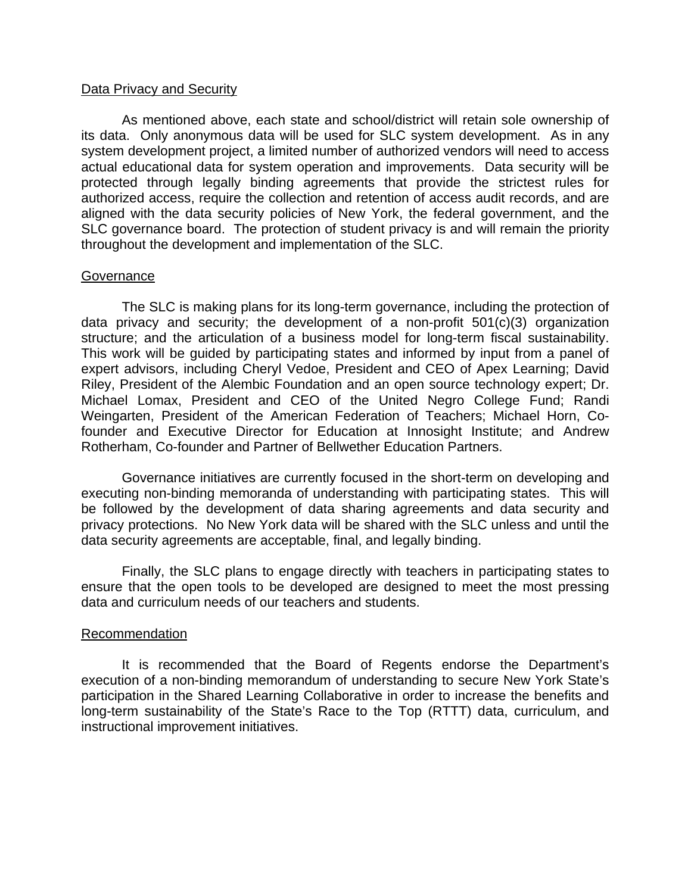<u>Data Privacy and Security</u>

As mentioned above, each state and school/district will retain sole ownership of its data. Only anonymous data will be used for SLC system development. As in any system development project, a limited number of authorized vendors will need to access actual educational data for system operation and improvements. Data security will be protected through legally binding agreements that provide the strictest rules for authorized access, require the collection and retention of access audit records, and are aligned with the data security policies of New York, the federal government, and the SLC governance board. The protection of student privacy is and will remain the priority throughout the development and implementation of the SLC.

<u>Governance</u>

The SLC is making plans for its long-term governance, including the protection of data privacy and security; the development of a non-profit 501(c)(3) organization structure; and the articulation of a business model for long-term fiscal sustainability. This work will be guided by participating states and informed by input from a panel of expert advisors, including Cheryl Vedoe, President and CEO of Apex Learning; David Riley, President of the Alembic Foundation and an open source technology expert; Dr. Michael Lomax, President and CEO of the United Negro College Fund; Randi Weingarten, President of the American Federation of Teachers; Michael Horn, Co-founder and Executive Director for Education at Innosight Institute; and Andrew Rotherham, Co-founder and Partner of Bellwether Education Partners.

Governance initiatives are currently focused in the short-term on developing and executing non-binding memoranda of understanding with participating states. This will be followed by the development of data sharing agreements and data security and privacy protections. No New York data will be shared with the SLC unless and until the data security agreements are acceptable, final, and legally binding.

Finally, the SLC plans to engage directly with teachers in participating states to ensure that the open tools to be developed are designed to meet the most pressing data and curriculum needs of our teachers and students.

<u>Recommendation</u>

It is recommended that the Board of Regents endorse the Department's execution of a non-binding memorandum of understanding to secure New York State's participation in the Shared Learning Collaborative in order to increase the benefits and long-term sustainability of the State's Race to the Top (RTTT) data, curriculum, and instructional improvement initiatives.